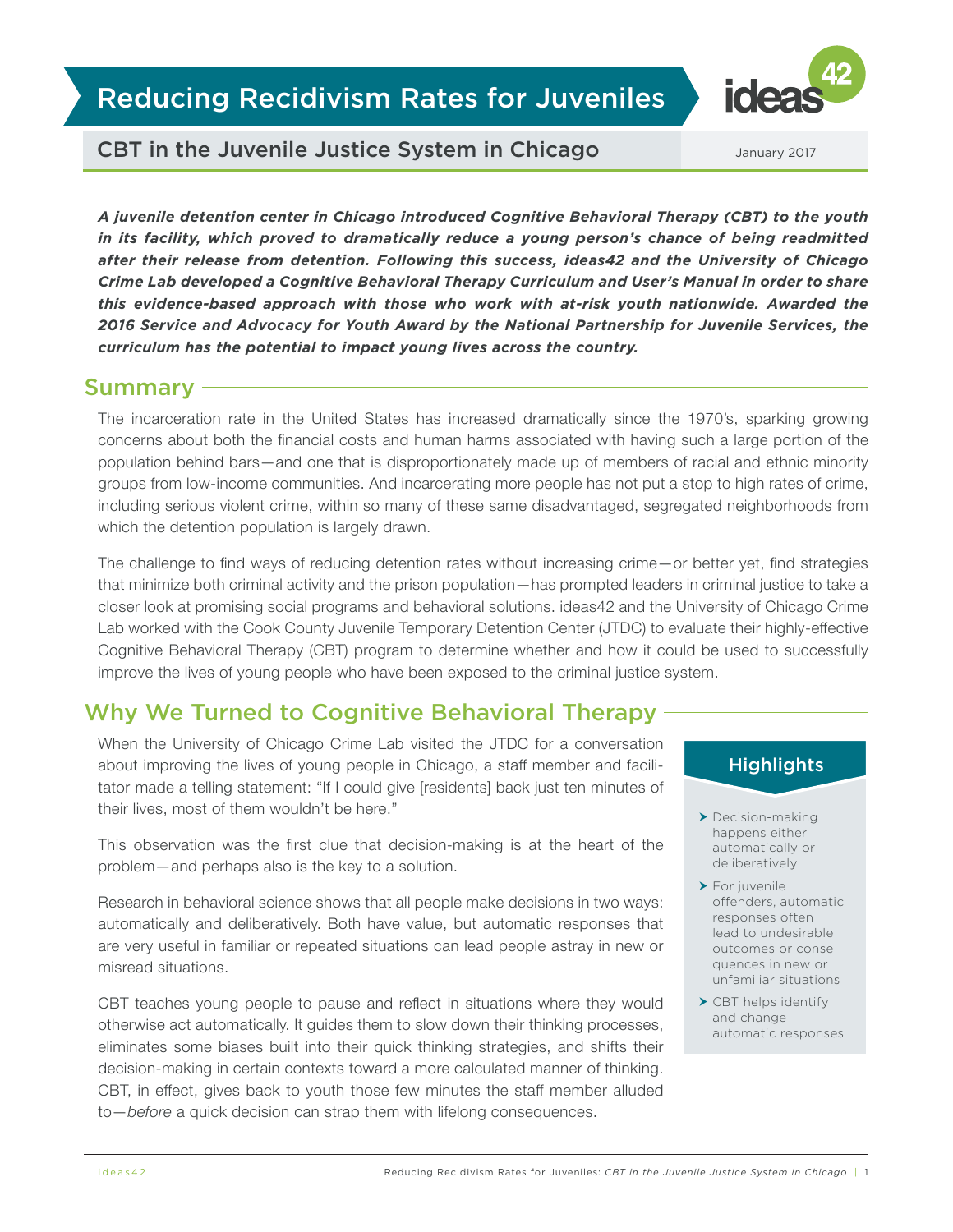# Reducing Recidivism Rates for Juveniles

## CBT in the Juvenile Justice System in Chicago

January 2017

***A juvenile detention center in Chicago introduced Cognitive Behavioral Therapy (CBT) to the youth in its facility, which proved to dramatically reduce a young person's chance of being readmitted after their release from detention. Following this success, ideas42 and the University of Chicago Crime Lab developed a Cognitive Behavioral Therapy Curriculum and User's Manual in order to share this evidence-based approach with those who work with at-risk youth nationwide. Awarded the 2016 Service and Advocacy for Youth Award by the National Partnership for Juvenile Services, the curriculum has the potential to impact young lives across the country.***

## Summary

The incarceration rate in the United States has increased dramatically since the 1970's, sparking growing concerns about both the financial costs and human harms associated with having such a large portion of the population behind bars—and one that is disproportionately made up of members of racial and ethnic minority groups from low-income communities. And incarcerating more people has not put a stop to high rates of crime, including serious violent crime, within so many of these same disadvantaged, segregated neighborhoods from which the detention population is largely drawn.

The challenge to find ways of reducing detention rates without increasing crime—or better yet, find strategies that minimize both criminal activity and the prison population—has prompted leaders in criminal justice to take a closer look at promising social programs and behavioral solutions. ideas42 and the University of Chicago Crime Lab worked with the Cook County Juvenile Temporary Detention Center (JTDC) to evaluate their highly-effective Cognitive Behavioral Therapy (CBT) program to determine whether and how it could be used to successfully improve the lives of young people who have been exposed to the criminal justice system.

## Why We Turned to Cognitive Behavioral Therapy

When the University of Chicago Crime Lab visited the JTDC for a conversation about improving the lives of young people in Chicago, a staff member and facilitator made a telling statement: "If I could give [residents] back just ten minutes of their lives, most of them wouldn't be here."

This observation was the first clue that decision-making is at the heart of the problem—and perhaps also is the key to a solution.

Research in behavioral science shows that all people make decisions in two ways: automatically and deliberatively. Both have value, but automatic responses that are very useful in familiar or repeated situations can lead people astray in new or misread situations.

CBT teaches young people to pause and reflect in situations where they would otherwise act automatically. It guides them to slow down their thinking processes, eliminates some biases built into their quick thinking strategies, and shifts their decision-making in certain contexts toward a more calculated manner of thinking. CBT, in effect, gives back to youth those few minutes the staff member alluded to—*before* a quick decision can strap them with lifelong consequences.

### Highlights

- Decision-making happens either automatically or deliberatively
- For juvenile offenders, automatic responses often lead to undesirable outcomes or consequences in new or unfamiliar situations
- CBT helps identify and change automatic responses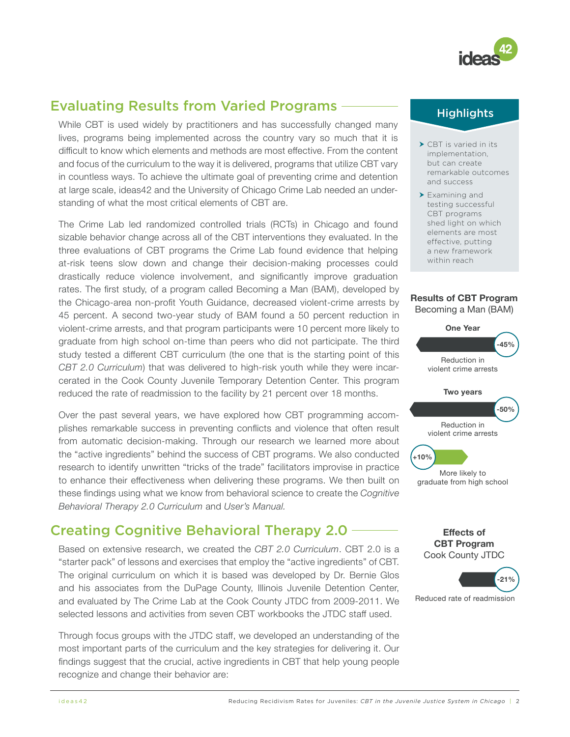## Evaluating Results from Varied Programs

While CBT is used widely by practitioners and has successfully changed many lives, programs being implemented across the country vary so much that it is difficult to know which elements and methods are most effective. From the content and focus of the curriculum to the way it is delivered, programs that utilize CBT vary in countless ways. To achieve the ultimate goal of preventing crime and detention at large scale, ideas42 and the University of Chicago Crime Lab needed an understanding of what the most critical elements of CBT are.

The Crime Lab led randomized controlled trials (RCTs) in Chicago and found sizable behavior change across all of the CBT interventions they evaluated. In the three evaluations of CBT programs the Crime Lab found evidence that helping at-risk teens slow down and change their decision-making processes could drastically reduce violence involvement, and significantly improve graduation rates. The first study, of a program called Becoming a Man (BAM), developed by the Chicago-area non-profit Youth Guidance, decreased violent-crime arrests by 45 percent. A second two-year study of BAM found a 50 percent reduction in violent-crime arrests, and that program participants were 10 percent more likely to graduate from high school on-time than peers who did not participate. The third study tested a different CBT curriculum (the one that is the starting point of this *CBT 2.0 Curriculum*) that was delivered to high-risk youth while they were incarcerated in the Cook County Juvenile Temporary Detention Center. This program reduced the rate of readmission to the facility by 21 percent over 18 months.

Over the past several years, we have explored how CBT programming accomplishes remarkable success in preventing conflicts and violence that often result from automatic decision-making. Through our research we learned more about the "active ingredients" behind the success of CBT programs. We also conducted research to identify unwritten "tricks of the trade" facilitators improvise in practice to enhance their effectiveness when delivering these programs. We then built on these findings using what we know from behavioral science to create the *Cognitive Behavioral Therapy 2.0 Curriculum* and *User's Manual*.

## Creating Cognitive Behavioral Therapy 2.0

Based on extensive research, we created the *CBT 2.0 Curriculum*. CBT 2.0 is a "starter pack" of lessons and exercises that employ the "active ingredients" of CBT. The original curriculum on which it is based was developed by Dr. Bernie Glos and his associates from the DuPage County, Illinois Juvenile Detention Center, and evaluated by The Crime Lab at the Cook County JTDC from 2009-2011. We selected lessons and activities from seven CBT workbooks the JTDC staff used.

Through focus groups with the JTDC staff, we developed an understanding of the most important parts of the curriculum and the key strategies for delivering it. Our findings suggest that the crucial, active ingredients in CBT that help young people recognize and change their behavior are:

### Highlights

- CBT is varied in its implementation, but can create remarkable outcomes and success
- Examining and testing successful CBT programs shed light on which elements are most effective, putting a new framework within reach

**Results of CBT Program**
Becoming a Man (BAM)

**One Year**

-45%

Reduction in violent crime arrests

**Two years**

-50%

Reduction in violent crime arrests

+10%

More likely to graduate from high school

**Effects of CBT Program**
Cook County JTDC

-21%

Reduced rate of readmission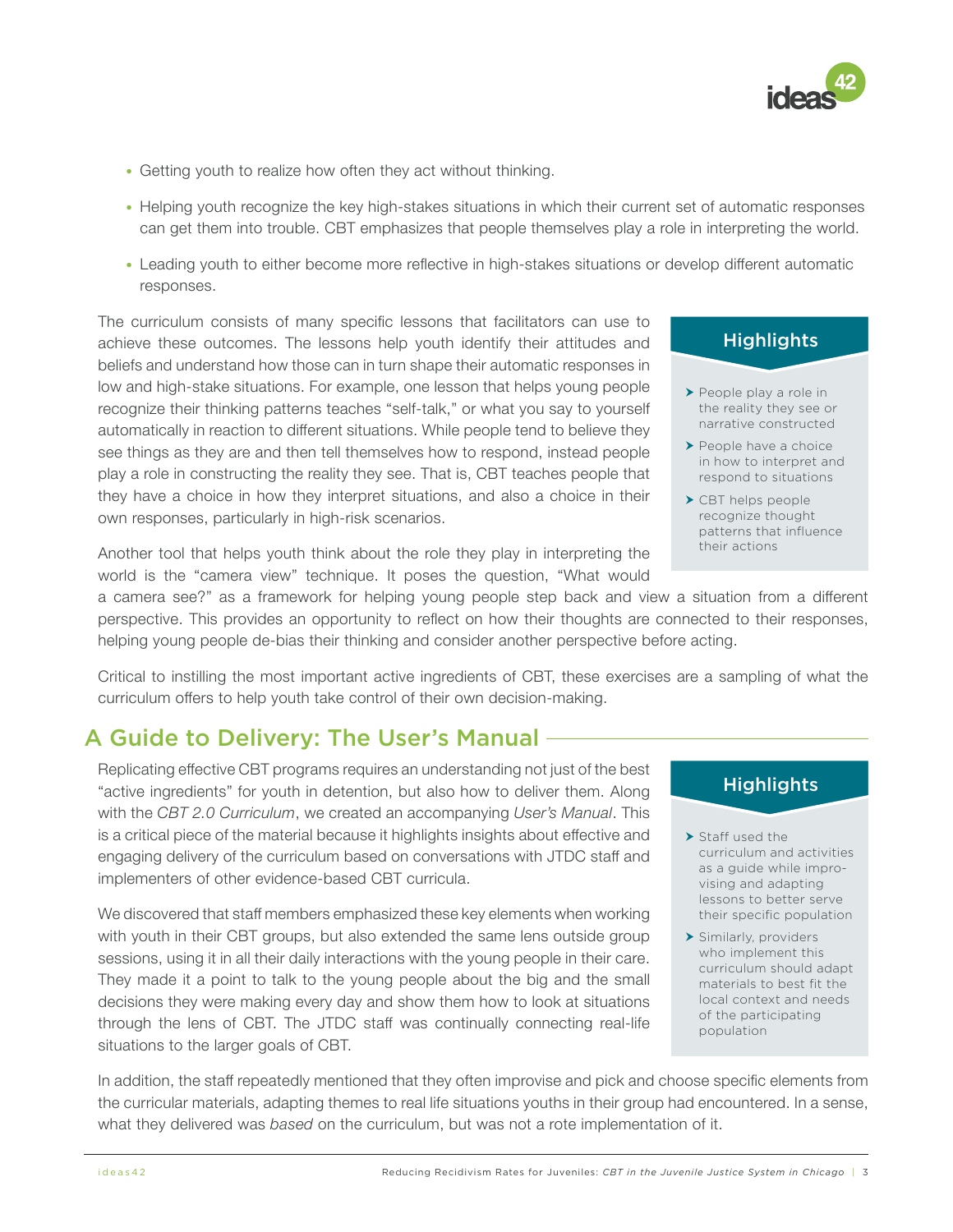- Getting youth to realize how often they act without thinking.
- Helping youth recognize the key high-stakes situations in which their current set of automatic responses can get them into trouble. CBT emphasizes that people themselves play a role in interpreting the world.
- Leading youth to either become more reflective in high-stakes situations or develop different automatic responses.

The curriculum consists of many specific lessons that facilitators can use to achieve these outcomes. The lessons help youth identify their attitudes and beliefs and understand how those can in turn shape their automatic responses in low and high-stake situations. For example, one lesson that helps young people recognize their thinking patterns teaches "self-talk," or what you say to yourself automatically in reaction to different situations. While people tend to believe they see things as they are and then tell themselves how to respond, instead people play a role in constructing the reality they see. That is, CBT teaches people that they have a choice in how they interpret situations, and also a choice in their own responses, particularly in high-risk scenarios.

> **Highlights**
>
> - People play a role in the reality they see or narrative constructed
> - People have a choice in how to interpret and respond to situations
> - CBT helps people recognize thought patterns that influence their actions

Another tool that helps youth think about the role they play in interpreting the world is the "camera view" technique. It poses the question, "What would a camera see?" as a framework for helping young people step back and view a situation from a different perspective. This provides an opportunity to reflect on how their thoughts are connected to their responses, helping young people de-bias their thinking and consider another perspective before acting.

Critical to instilling the most important active ingredients of CBT, these exercises are a sampling of what the curriculum offers to help youth take control of their own decision-making.

## A Guide to Delivery: The User's Manual

Replicating effective CBT programs requires an understanding not just of the best "active ingredients" for youth in detention, but also how to deliver them. Along with the *CBT 2.0 Curriculum*, we created an accompanying *User's Manual*. This is a critical piece of the material because it highlights insights about effective and engaging delivery of the curriculum based on conversations with JTDC staff and implementers of other evidence-based CBT curricula.

We discovered that staff members emphasized these key elements when working with youth in their CBT groups, but also extended the same lens outside group sessions, using it in all their daily interactions with the young people in their care. They made it a point to talk to the young people about the big and the small decisions they were making every day and show them how to look at situations through the lens of CBT. The JTDC staff was continually connecting real-life situations to the larger goals of CBT.

> **Highlights**
>
> - Staff used the curriculum and activities as a guide while improvising and adapting lessons to better serve their specific population
> - Similarly, providers who implement this curriculum should adapt materials to best fit the local context and needs of the participating population

In addition, the staff repeatedly mentioned that they often improvise and pick and choose specific elements from the curricular materials, adapting themes to real life situations youths in their group had encountered. In a sense, what they delivered was *based* on the curriculum, but was not a rote implementation of it.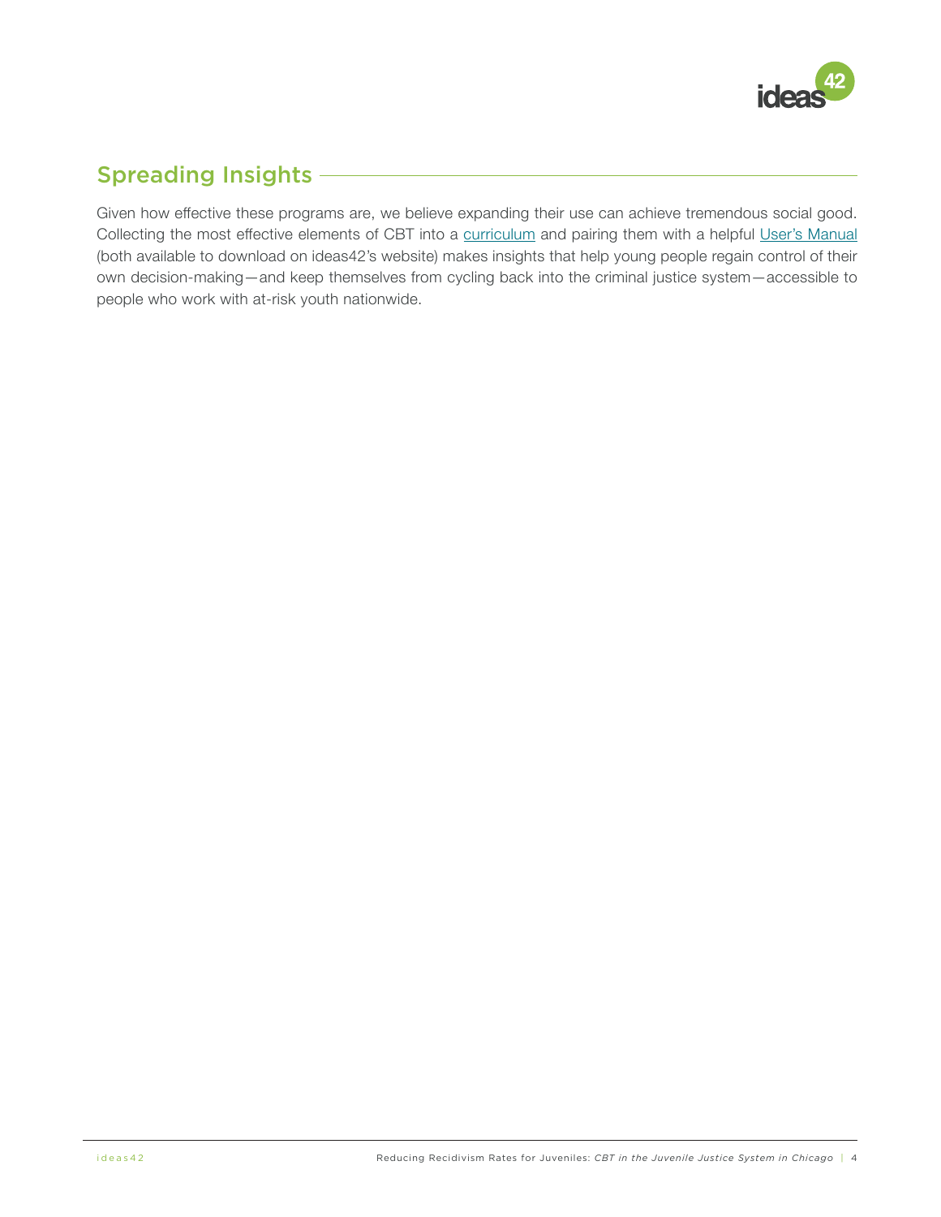## Spreading Insights

Given how effective these programs are, we believe expanding their use can achieve tremendous social good. Collecting the most effective elements of CBT into a curriculum and pairing them with a helpful User's Manual (both available to download on ideas42's website) makes insights that help young people regain control of their own decision-making—and keep themselves from cycling back into the criminal justice system—accessible to people who work with at-risk youth nationwide.